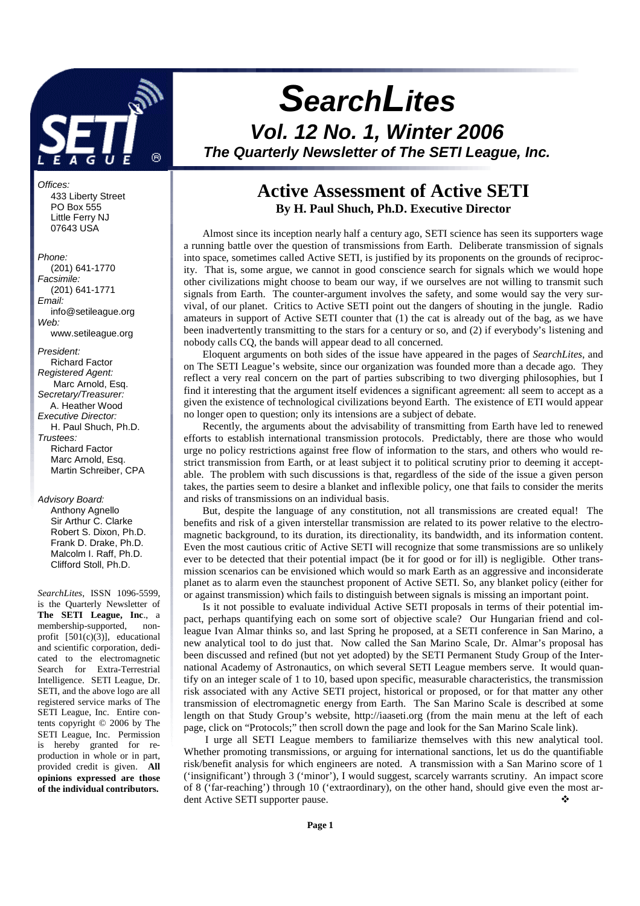# SearchLites

## Vol. 12 No. 1, Winter 2006

### The Quarterly Newsletter of The SETI League, Inc.

*Offices:*
433 Liberty Street
PO Box 555
Little Ferry NJ
07643 USA

*Phone:*
(201) 641-1770
*Facsimile:*
(201) 641-1771
*Email:*
info@setileague.org
*Web:*
www.setileague.org

*President:*
Richard Factor
*Registered Agent:*
Marc Arnold, Esq.
*Secretary/Treasurer:*
A. Heather Wood
*Executive Director:*
H. Paul Shuch, Ph.D.
*Trustees:*
Richard Factor
Marc Arnold, Esq.
Martin Schreiber, CPA

*Advisory Board:*
Anthony Agnello
Sir Arthur C. Clarke
Robert S. Dixon, Ph.D.
Frank D. Drake, Ph.D.
Malcolm I. Raff, Ph.D.
Clifford Stoll, Ph.D.

*SearchLites*, ISSN 1096-5599, is the Quarterly Newsletter of **The SETI League, Inc**., a membership-supported, non-profit [501(c)(3)], educational and scientific corporation, dedicated to the electromagnetic Search for Extra-Terrestrial Intelligence. SETI League, Dr. SETI, and the above logo are all registered service marks of The SETI League, Inc. Entire contents copyright © 2006 by The SETI League, Inc. Permission is hereby granted for reproduction in whole or in part, provided credit is given. **All opinions expressed are those of the individual contributors.**

## Active Assessment of Active SETI

**By H. Paul Shuch, Ph.D. Executive Director**

Almost since its inception nearly half a century ago, SETI science has seen its supporters wage a running battle over the question of transmissions from Earth. Deliberate transmission of signals into space, sometimes called Active SETI, is justified by its proponents on the grounds of reciprocity. That is, some argue, we cannot in good conscience search for signals which we would hope other civilizations might choose to beam our way, if we ourselves are not willing to transmit such signals from Earth. The counter-argument involves the safety, and some would say the very survival, of our planet. Critics to Active SETI point out the dangers of shouting in the jungle. Radio amateurs in support of Active SETI counter that (1) the cat is already out of the bag, as we have been inadvertently transmitting to the stars for a century or so, and (2) if everybody's listening and nobody calls CQ, the bands will appear dead to all concerned.

Eloquent arguments on both sides of the issue have appeared in the pages of *SearchLites*, and on The SETI League's website, since our organization was founded more than a decade ago. They reflect a very real concern on the part of parties subscribing to two diverging philosophies, but I find it interesting that the argument itself evidences a significant agreement: all seem to accept as a given the existence of technological civilizations beyond Earth. The existence of ETI would appear no longer open to question; only its intensions are a subject of debate.

Recently, the arguments about the advisability of transmitting from Earth have led to renewed efforts to establish international transmission protocols. Predictably, there are those who would urge no policy restrictions against free flow of information to the stars, and others who would restrict transmission from Earth, or at least subject it to political scrutiny prior to deeming it acceptable. The problem with such discussions is that, regardless of the side of the issue a given person takes, the parties seem to desire a blanket and inflexible policy, one that fails to consider the merits and risks of transmissions on an individual basis.

But, despite the language of any constitution, not all transmissions are created equal! The benefits and risk of a given interstellar transmission are related to its power relative to the electromagnetic background, to its duration, its directionality, its bandwidth, and its information content. Even the most cautious critic of Active SETI will recognize that some transmissions are so unlikely ever to be detected that their potential impact (be it for good or for ill) is negligible. Other transmission scenarios can be envisioned which would so mark Earth as an aggressive and inconsiderate planet as to alarm even the staunchest proponent of Active SETI. So, any blanket policy (either for or against transmission) which fails to distinguish between signals is missing an important point.

Is it not possible to evaluate individual Active SETI proposals in terms of their potential impact, perhaps quantifying each on some sort of objective scale? Our Hungarian friend and colleague Ivan Almar thinks so, and last Spring he proposed, at a SETI conference in San Marino, a new analytical tool to do just that. Now called the San Marino Scale, Dr. Almar's proposal has been discussed and refined (but not yet adopted) by the SETI Permanent Study Group of the International Academy of Astronautics, on which several SETI League members serve. It would quantify on an integer scale of 1 to 10, based upon specific, measurable characteristics, the transmission risk associated with any Active SETI project, historical or proposed, or for that matter any other transmission of electromagnetic energy from Earth. The San Marino Scale is described at some length on that Study Group's website, http://iaaseti.org (from the main menu at the left of each page, click on "Protocols;" then scroll down the page and look for the San Marino Scale link).

I urge all SETI League members to familiarize themselves with this new analytical tool. Whether promoting transmissions, or arguing for international sanctions, let us do the quantifiable risk/benefit analysis for which engineers are noted. A transmission with a San Marino score of 1 ('insignificant') through 3 ('minor'), I would suggest, scarcely warrants scrutiny. An impact score of 8 ('far-reaching') through 10 ('extraordinary'), on the other hand, should give even the most ardent Active SETI supporter pause. ❖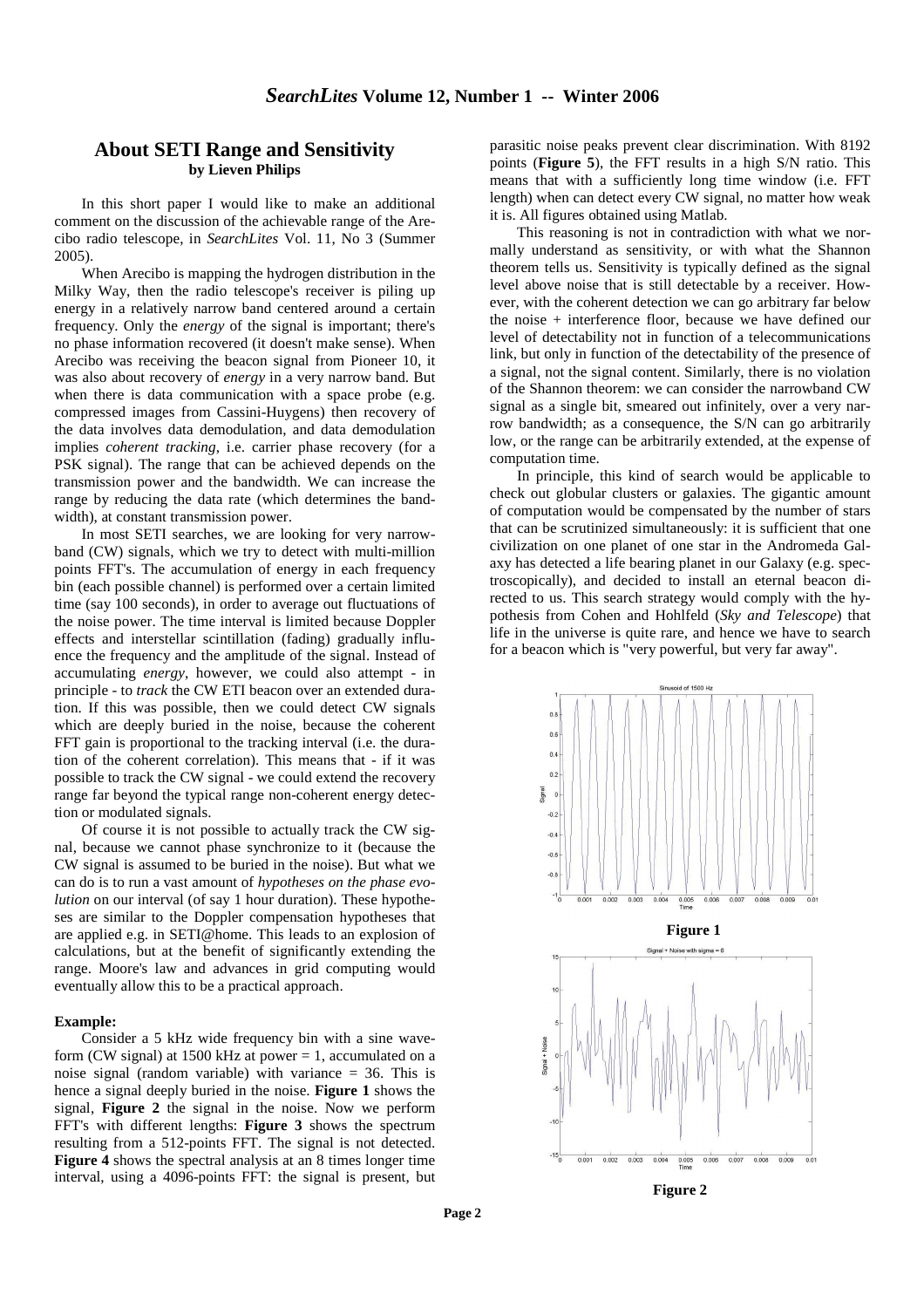## About SETI Range and Sensitivity

**by Lieven Philips**

In this short paper I would like to make an additional comment on the discussion of the achievable range of the Arecibo radio telescope, in *SearchLites* Vol. 11, No 3 (Summer 2005).

When Arecibo is mapping the hydrogen distribution in the Milky Way, then the radio telescope's receiver is piling up energy in a relatively narrow band centered around a certain frequency. Only the *energy* of the signal is important; there's no phase information recovered (it doesn't make sense). When Arecibo was receiving the beacon signal from Pioneer 10, it was also about recovery of *energy* in a very narrow band. But when there is data communication with a space probe (e.g. compressed images from Cassini-Huygens) then recovery of the data involves data demodulation, and data demodulation implies *coherent tracking*, i.e. carrier phase recovery (for a PSK signal). The range that can be achieved depends on the transmission power and the bandwidth. We can increase the range by reducing the data rate (which determines the bandwidth), at constant transmission power.

In most SETI searches, we are looking for very narrowband (CW) signals, which we try to detect with multi-million points FFT's. The accumulation of energy in each frequency bin (each possible channel) is performed over a certain limited time (say 100 seconds), in order to average out fluctuations of the noise power. The time interval is limited because Doppler effects and interstellar scintillation (fading) gradually influence the frequency and the amplitude of the signal. Instead of accumulating *energy*, however, we could also attempt - in principle - to *track* the CW ETI beacon over an extended duration. If this was possible, then we could detect CW signals which are deeply buried in the noise, because the coherent FFT gain is proportional to the tracking interval (i.e. the duration of the coherent correlation). This means that - if it was possible to track the CW signal - we could extend the recovery range far beyond the typical range non-coherent energy detection or modulated signals.

Of course it is not possible to actually track the CW signal, because we cannot phase synchronize to it (because the CW signal is assumed to be buried in the noise). But what we can do is to run a vast amount of *hypotheses on the phase evolution* on our interval (of say 1 hour duration). These hypotheses are similar to the Doppler compensation hypotheses that are applied e.g. in SETI@home. This leads to an explosion of calculations, but at the benefit of significantly extending the range. Moore's law and advances in grid computing would eventually allow this to be a practical approach.

**Example:**

Consider a 5 kHz wide frequency bin with a sine waveform (CW signal) at 1500 kHz at power = 1, accumulated on a noise signal (random variable) with variance = 36. This is hence a signal deeply buried in the noise. **Figure 1** shows the signal, **Figure 2** the signal in the noise. Now we perform FFT's with different lengths: **Figure 3** shows the spectrum resulting from a 512-points FFT. The signal is not detected. **Figure 4** shows the spectral analysis at an 8 times longer time interval, using a 4096-points FFT: the signal is present, but parasitic noise peaks prevent clear discrimination. With 8192 points (**Figure 5**), the FFT results in a high S/N ratio. This means that with a sufficiently long time window (i.e. FFT length) when can detect every CW signal, no matter how weak it is. All figures obtained using Matlab.

This reasoning is not in contradiction with what we normally understand as sensitivity, or with what the Shannon theorem tells us. Sensitivity is typically defined as the signal level above noise that is still detectable by a receiver. However, with the coherent detection we can go arbitrary far below the noise + interference floor, because we have defined our level of detectability not in function of a telecommunications link, but only in function of the detectability of the presence of a signal, not the signal content. Similarly, there is no violation of the Shannon theorem: we can consider the narrowband CW signal as a single bit, smeared out infinitely, over a very narrow bandwidth; as a consequence, the S/N can go arbitrarily low, or the range can be arbitrarily extended, at the expense of computation time.

In principle, this kind of search would be applicable to check out globular clusters or galaxies. The gigantic amount of computation would be compensated by the number of stars that can be scrutinized simultaneously: it is sufficient that one civilization on one planet of one star in the Andromeda Galaxy has detected a life bearing planet in our Galaxy (e.g. spectroscopically), and decided to install an eternal beacon directed to us. This search strategy would comply with the hypothesis from Cohen and Hohlfeld (*Sky and Telescope*) that life in the universe is quite rare, and hence we have to search for a beacon which is "very powerful, but very far away".

**Figure 1**

**Figure 2**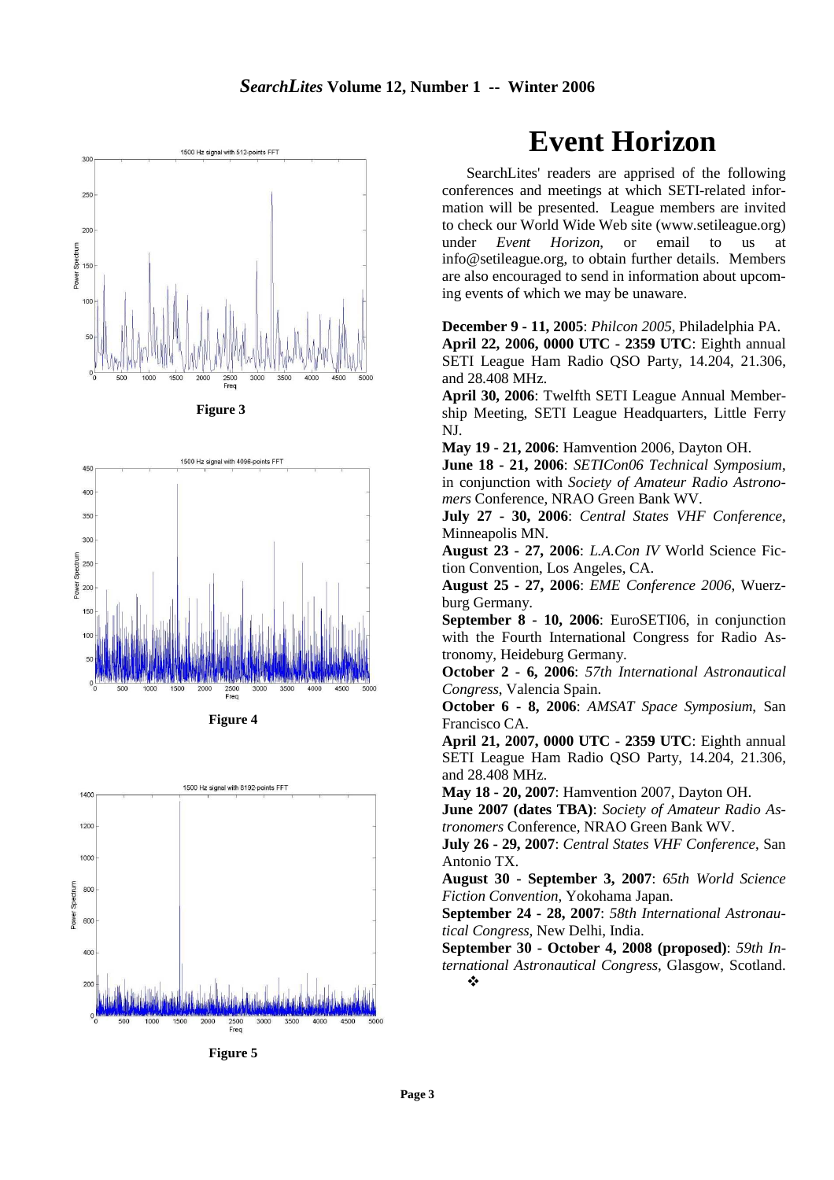Figure 3

Figure 4

Figure 5

# Event Horizon

SearchLites' readers are apprised of the following conferences and meetings at which SETI-related information will be presented. League members are invited to check our World Wide Web site (www.setileague.org) under *Event Horizon*, or email to us at info@setileague.org, to obtain further details. Members are also encouraged to send in information about upcoming events of which we may be unaware.

**December 9 - 11, 2005**: *Philcon 2005*, Philadelphia PA.

**April 22, 2006, 0000 UTC - 2359 UTC**: Eighth annual SETI League Ham Radio QSO Party, 14.204, 21.306, and 28.408 MHz.

**April 30, 2006**: Twelfth SETI League Annual Membership Meeting, SETI League Headquarters, Little Ferry NJ.

**May 19 - 21, 2006**: Hamvention 2006, Dayton OH.

**June 18 - 21, 2006**: *SETICon06 Technical Symposium*, in conjunction with *Society of Amateur Radio Astronomers* Conference, NRAO Green Bank WV.

**July 27 - 30, 2006**: *Central States VHF Conference*, Minneapolis MN.

**August 23 - 27, 2006**: *L.A.Con IV* World Science Fiction Convention, Los Angeles, CA.

**August 25 - 27, 2006**: *EME Conference 2006*, Wuerzburg Germany.

**September 8 - 10, 2006**: EuroSETI06, in conjunction with the Fourth International Congress for Radio Astronomy, Heideburg Germany.

**October 2 - 6, 2006**: *57th International Astronautical Congress*, Valencia Spain.

**October 6 - 8, 2006**: *AMSAT Space Symposium*, San Francisco CA.

**April 21, 2007, 0000 UTC - 2359 UTC**: Eighth annual SETI League Ham Radio QSO Party, 14.204, 21.306, and 28.408 MHz.

**May 18 - 20, 2007**: Hamvention 2007, Dayton OH.

**June 2007 (dates TBA)**: *Society of Amateur Radio Astronomers* Conference, NRAO Green Bank WV.

**July 26 - 29, 2007**: *Central States VHF Conference*, San Antonio TX.

**August 30 - September 3, 2007**: *65th World Science Fiction Convention*, Yokohama Japan.

**September 24 - 28, 2007**: *58th International Astronautical Congress*, New Delhi, India.

**September 30 - October 4, 2008 (proposed)**: *59th International Astronautical Congress*, Glasgow, Scotland. ❖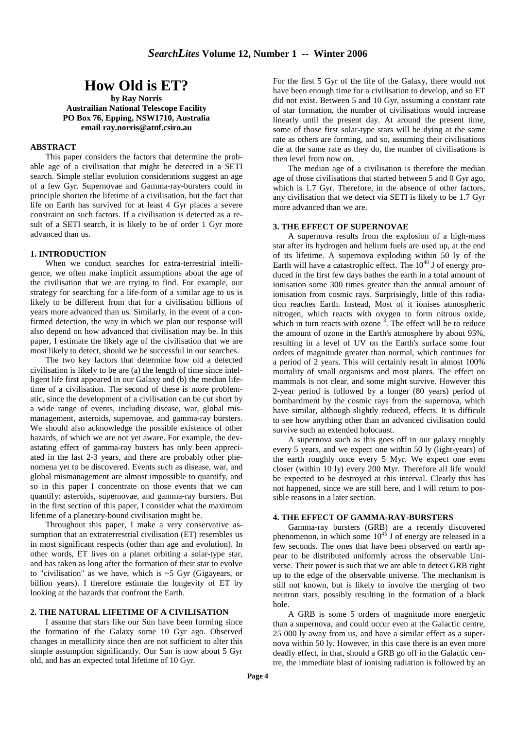# How Old is ET?

**by Ray Norris**
**Austrailian National Telescope Facility**
**PO Box 76, Epping, NSW1710, Australia**
**email ray.norris@atnf.csiro.au**

### ABSTRACT

This paper considers the factors that determine the probable age of a civilisation that might be detected in a SETI search. Simple stellar evolution considerations suggest an age of a few Gyr. Supernovae and Gamma-ray-bursters could in principle shorten the lifetime of a civilisation, but the fact that life on Earth has survived for at least 4 Gyr places a severe constraint on such factors. If a civilisation is detected as a result of a SETI search, it is likely to be of order 1 Gyr more advanced than us.

### 1. INTRODUCTION

When we conduct searches for extra-terrestrial intelligence, we often make implicit assumptions about the age of the civilisation that we are trying to find. For example, our strategy for searching for a life-form of a similar age to us is likely to be different from that for a civilisation billions of years more advanced than us. Similarly, in the event of a confirmed detection, the way in which we plan our response will also depend on how advanced that civilisation may be. In this paper, I estimate the likely age of the civilisation that we are most likely to detect, should we be successful in our searches.

The two key factors that determine how old a detected civilisation is likely to be are (a) the length of time since intelligent life first appeared in our Galaxy and (b) the median lifetime of a civilisation. The second of these is more problematic, since the development of a civilisation can be cut short by a wide range of events, including disease, war, global mismanagement, asteroids, supernovae, and gamma-ray bursters. We should also acknowledge the possible existence of other hazards, of which we are not yet aware. For example, the devastating effect of gamma-ray busters has only been appreciated in the last 2-3 years, and there are probably other phenomena yet to be discovered. Events such as disease, war, and global mismanagement are almost impossible to quantify, and so in this paper I concentrate on those events that we can quantify: asteroids, supernovae, and gamma-ray bursters. But in the first section of this paper, I consider what the maximum lifetime of a planetary-bound civilisation might be.

Throughout this paper, I make a very conservative assumption that an extraterrestrial civilisation (ET) resembles us in most significant respects (other than age and evolution). In other words, ET lives on a planet orbiting a solar-type star, and has taken as long after the formation of their star to evolve to "civilisation" as we have, which is ~5 Gyr (Gigayears, or billion years). I therefore estimate the longevity of ET by looking at the hazards that confront the Earth.

### 2. THE NATURAL LIFETIME OF A CIVILISATION

I assume that stars like our Sun have been forming since the formation of the Galaxy some 10 Gyr ago. Observed changes in metallicity since then are not sufficient to alter this simple assumption significantly. Our Sun is now about 5 Gyr old, and has an expected total lifetime of 10 Gyr.

For the first 5 Gyr of the life of the Galaxy, there would not have been enough time for a civilisation to develop, and so ET did not exist. Between 5 and 10 Gyr, assuming a constant rate of star formation, the number of civilisations would increase linearly until the present day. At around the present time, some of those first solar-type stars will be dying at the same rate as others are forming, and so, assuming their civilisations die at the same rate as they do, the number of civilisations is then level from now on.

The median age of a civilisation is therefore the median age of those civilisations that started between 5 and 0 Gyr ago, which is 1.7 Gyr. Therefore, in the absence of other factors, any civilisation that we detect via SETI is likely to be 1.7 Gyr more advanced than we are.

### 3. THE EFFECT OF SUPERNOVAE

A supernova results from the explosion of a high-mass star after its hydrogen and helium fuels are used up, at the end of its lifetime. A supernova exploding within 50 ly of the Earth will have a catastrophic effect. The $10^{40}$ J of energy produced in the first few days bathes the earth in a total amount of ionisation some 300 times greater than the annual amount of ionisation from cosmic rays. Surprisingly, little of this radiation reaches Earth. Instead, Most of it ionises atmospheric nitrogen, which reacts with oxygen to form nitrous oxide, which in turn reacts with ozone [3]. The effect will be to reduce the amount of ozone in the Earth's atmosphere by about 95%, resulting in a level of UV on the Earth's surface some four orders of magnitude greater than normal, which continues for a period of 2 years. This will certainly result in almost 100% mortality of small organisms and most plants. The effect on mammals is not clear, and some might survive. However this 2-year period is followed by a longer (80 years) period of bombardment by the cosmic rays from the supernova, which have similar, although slightly reduced, effects. It is difficult to see how anything other than an advanced civilisation could survive such an extended holocaust.

A supernova such as this goes off in our galaxy roughly every 5 years, and we expect one within 50 ly (light-years) of the earth roughly once every 5 Myr. We expect one even closer (within 10 ly) every 200 Myr. Therefore all life would be expected to be destroyed at this interval. Clearly this has not happened, since we are still here, and I will return to possible reasons in a later section.

### 4. THE EFFECT OF GAMMA-RAY-BURSTERS

Gamma-ray bursters (GRB) are a recently discovered phenomenon, in which some $10^{45}$ J of energy are released in a few seconds. The ones that have been observed on earth appear to be distributed uniformly across the observable Universe. Their power is such that we are able to detect GRB right up to the edge of the observable universe. The mechanism is still not known, but is likely to involve the merging of two neutron stars, possibly resulting in the formation of a black hole.

A GRB is some 5 orders of magnitude more energetic than a supernova, and could occur even at the Galactic centre, 25 000 ly away from us, and have a similar effect as a supernova within 50 ly. However, in this case there is an even more deadly effect, in that, should a GRB go off in the Galactic centre, the immediate blast of ionising radiation is followed by an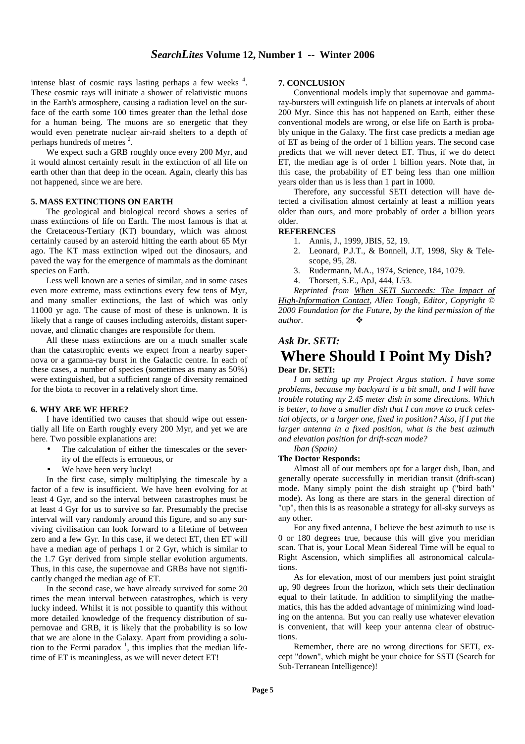intense blast of cosmic rays lasting perhaps a few weeks [4]. These cosmic rays will initiate a shower of relativistic muons in the Earth's atmosphere, causing a radiation level on the surface of the earth some 100 times greater than the lethal dose for a human being. The muons are so energetic that they would even penetrate nuclear air-raid shelters to a depth of perhaps hundreds of metres [2].

We expect such a GRB roughly once every 200 Myr, and it would almost certainly result in the extinction of all life on earth other than that deep in the ocean. Again, clearly this has not happened, since we are here.

**5. MASS EXTINCTIONS ON EARTH**

The geological and biological record shows a series of mass extinctions of life on Earth. The most famous is that at the Cretaceous-Tertiary (KT) boundary, which was almost certainly caused by an asteroid hitting the earth about 65 Myr ago. The KT mass extinction wiped out the dinosaurs, and paved the way for the emergence of mammals as the dominant species on Earth.

Less well known are a series of similar, and in some cases even more extreme, mass extinctions every few tens of Myr, and many smaller extinctions, the last of which was only 11000 yr ago. The cause of most of these is unknown. It is likely that a range of causes including asteroids, distant supernovae, and climatic changes are responsible for them.

All these mass extinctions are on a much smaller scale than the catastrophic events we expect from a nearby supernova or a gamma-ray burst in the Galactic centre. In each of these cases, a number of species (sometimes as many as 50%) were extinguished, but a sufficient range of diversity remained for the biota to recover in a relatively short time.

**6. WHY ARE WE HERE?**

I have identified two causes that should wipe out essentially all life on Earth roughly every 200 Myr, and yet we are here. Two possible explanations are:

- The calculation of either the timescales or the severity of the effects is erroneous, or
- We have been very lucky!

In the first case, simply multiplying the timescale by a factor of a few is insufficient. We have been evolving for at least 4 Gyr, and so the interval between catastrophes must be at least 4 Gyr for us to survive so far. Presumably the precise interval will vary randomly around this figure, and so any surviving civilisation can look forward to a lifetime of between zero and a few Gyr. In this case, if we detect ET, then ET will have a median age of perhaps 1 or 2 Gyr, which is similar to the 1.7 Gyr derived from simple stellar evolution arguments. Thus, in this case, the supernovae and GRBs have not significantly changed the median age of ET.

In the second case, we have already survived for some 20 times the mean interval between catastrophes, which is very lucky indeed. Whilst it is not possible to quantify this without more detailed knowledge of the frequency distribution of supernovae and GRB, it is likely that the probability is so low that we are alone in the Galaxy. Apart from providing a solution to the Fermi paradox [1], this implies that the median lifetime of ET is meaningless, as we will never detect ET!

**7. CONCLUSION**

Conventional models imply that supernovae and gamma-ray-bursters will extinguish life on planets at intervals of about 200 Myr. Since this has not happened on Earth, either these conventional models are wrong, or else life on Earth is probably unique in the Galaxy. The first case predicts a median age of ET as being of the order of 1 billion years. The second case predicts that we will never detect ET. Thus, if we do detect ET, the median age is of order 1 billion years. Note that, in this case, the probability of ET being less than one million years older than us is less than 1 part in 1000.

Therefore, any successful SETI detection will have detected a civilisation almost certainly at least a million years older than ours, and more probably of order a billion years older.

**REFERENCES**

1. Annis, J., 1999, JBIS, 52, 19.
2. Leonard, P.J.T., & Bonnell, J.T, 1998, Sky & Telescope, 95, 28.
3. Rudermann, M.A., 1974, Science, 184, 1079.
4. Thorsett, S.E., ApJ, 444, L53.

*Reprinted from When SETI Succeeds: The Impact of High-Information Contact, Allen Tough, Editor, Copyright © 2000 Foundation for the Future, by the kind permission of the author.* ❖

### *Ask Dr. SETI:*

# Where Should I Point My Dish?

**Dear Dr. SETI:**

*I am setting up my Project Argus station. I have some problems, because my backyard is a bit small, and I will have trouble rotating my 2.45 meter dish in some directions. Which is better, to have a smaller dish that I can move to track celestial objects, or a larger one, fixed in position? Also, if I put the larger antenna in a fixed position, what is the best azimuth and elevation position for drift-scan mode?*

*Iban (Spain)*

**The Doctor Responds:**

Almost all of our members opt for a larger dish, Iban, and generally operate successfully in meridian transit (drift-scan) mode. Many simply point the dish straight up ("bird bath" mode). As long as there are stars in the general direction of "up", then this is as reasonable a strategy for all-sky surveys as any other.

For any fixed antenna, I believe the best azimuth to use is 0 or 180 degrees true, because this will give you meridian scan. That is, your Local Mean Sidereal Time will be equal to Right Ascension, which simplifies all astronomical calculations.

As for elevation, most of our members just point straight up, 90 degrees from the horizon, which sets their declination equal to their latitude. In addition to simplifying the mathematics, this has the added advantage of minimizing wind loading on the antenna. But you can really use whatever elevation is convenient, that will keep your antenna clear of obstructions.

Remember, there are no wrong directions for SETI, except "down", which might be your choice for SSTI (Search for Sub-Terranean Intelligence)!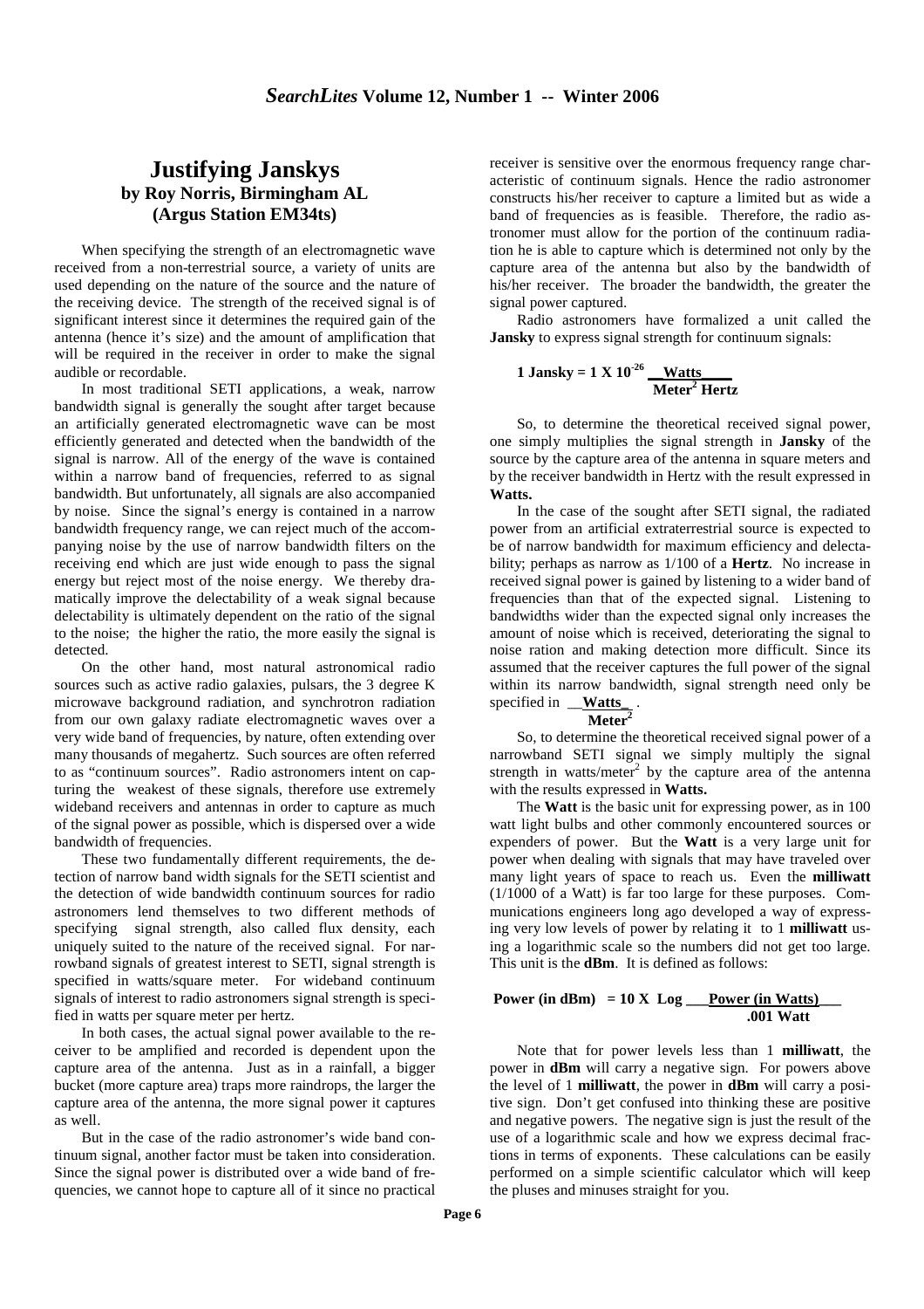# Justifying Janskys

**by Roy Norris, Birmingham AL**
**(Argus Station EM34ts)**

When specifying the strength of an electromagnetic wave received from a non-terrestrial source, a variety of units are used depending on the nature of the source and the nature of the receiving device. The strength of the received signal is of significant interest since it determines the required gain of the antenna (hence it's size) and the amount of amplification that will be required in the receiver in order to make the signal audible or recordable.

In most traditional SETI applications, a weak, narrow bandwidth signal is generally the sought after target because an artificially generated electromagnetic wave can be most efficiently generated and detected when the bandwidth of the signal is narrow. All of the energy of the wave is contained within a narrow band of frequencies, referred to as signal bandwidth. But unfortunately, all signals are also accompanied by noise. Since the signal's energy is contained in a narrow bandwidth frequency range, we can reject much of the accompanying noise by the use of narrow bandwidth filters on the receiving end which are just wide enough to pass the signal energy but reject most of the noise energy. We thereby dramatically improve the delectability of a weak signal because delectability is ultimately dependent on the ratio of the signal to the noise; the higher the ratio, the more easily the signal is detected.

On the other hand, most natural astronomical radio sources such as active radio galaxies, pulsars, the 3 degree K microwave background radiation, and synchrotron radiation from our own galaxy radiate electromagnetic waves over a very wide band of frequencies, by nature, often extending over many thousands of megahertz. Such sources are often referred to as "continuum sources". Radio astronomers intent on capturing the weakest of these signals, therefore use extremely wideband receivers and antennas in order to capture as much of the signal power as possible, which is dispersed over a wide bandwidth of frequencies.

These two fundamentally different requirements, the detection of narrow band width signals for the SETI scientist and the detection of wide bandwidth continuum sources for radio astronomers lend themselves to two different methods of specifying signal strength, also called flux density, each uniquely suited to the nature of the received signal. For narrowband signals of greatest interest to SETI, signal strength is specified in watts/square meter. For wideband continuum signals of interest to radio astronomers signal strength is specified in watts per square meter per hertz.

In both cases, the actual signal power available to the receiver to be amplified and recorded is dependent upon the capture area of the antenna. Just as in a rainfall, a bigger bucket (more capture area) traps more raindrops, the larger the capture area of the antenna, the more signal power it captures as well.

But in the case of the radio astronomer's wide band continuum signal, another factor must be taken into consideration. Since the signal power is distributed over a wide band of frequencies, we cannot hope to capture all of it since no practical receiver is sensitive over the enormous frequency range characteristic of continuum signals. Hence the radio astronomer constructs his/her receiver to capture a limited but as wide a band of frequencies as is feasible. Therefore, the radio astronomer must allow for the portion of the continuum radiation he is able to capture which is determined not only by the capture area of the antenna but also by the bandwidth of his/her receiver. The broader the bandwidth, the greater the signal power captured.

Radio astronomers have formalized a unit called the **Jansky** to express signal strength for continuum signals:

$$1 \text{ Jansky} = 1 \times 10^{-26} \; \frac{\text{Watts}}{\text{Meter}^2 \text{ Hertz}}$$

So, to determine the theoretical received signal power, one simply multiplies the signal strength in **Jansky** of the source by the capture area of the antenna in square meters and by the receiver bandwidth in Hertz with the result expressed in **Watts.**

In the case of the sought after SETI signal, the radiated power from an artificial extraterrestrial source is expected to be of narrow bandwidth for maximum efficiency and delectability; perhaps as narrow as 1/100 of a **Hertz**. No increase in received signal power is gained by listening to a wider band of frequencies than that of the expected signal. Listening to bandwidths wider than the expected signal only increases the amount of noise which is received, deteriorating the signal to noise ration and making detection more difficult. Since its assumed that the receiver captures the full power of the signal within its narrow bandwidth, signal strength need only be specified in $\frac{\text{Watts}}{\text{Meter}^2}$.

So, to determine the theoretical received signal power of a narrowband SETI signal we simply multiply the signal strength in watts/meter$^2$ by the capture area of the antenna with the results expressed in **Watts.**

The **Watt** is the basic unit for expressing power, as in 100 watt light bulbs and other commonly encountered sources or expenders of power. But the **Watt** is a very large unit for power when dealing with signals that may have traveled over many light years of space to reach us. Even the **milliwatt** (1/1000 of a Watt) is far too large for these purposes. Communications engineers long ago developed a way of expressing very low levels of power by relating it to 1 **milliwatt** using a logarithmic scale so the numbers did not get too large. This unit is the **dBm**. It is defined as follows:

$$\text{Power (in dBm)} = 10 \times \text{Log} \; \frac{\text{Power (in Watts)}}{.001 \text{ Watt}}$$

Note that for power levels less than 1 **milliwatt**, the power in **dBm** will carry a negative sign. For powers above the level of 1 **milliwatt**, the power in **dBm** will carry a positive sign. Don't get confused into thinking these are positive and negative powers. The negative sign is just the result of the use of a logarithmic scale and how we express decimal fractions in terms of exponents. These calculations can be easily performed on a simple scientific calculator which will keep the pluses and minuses straight for you.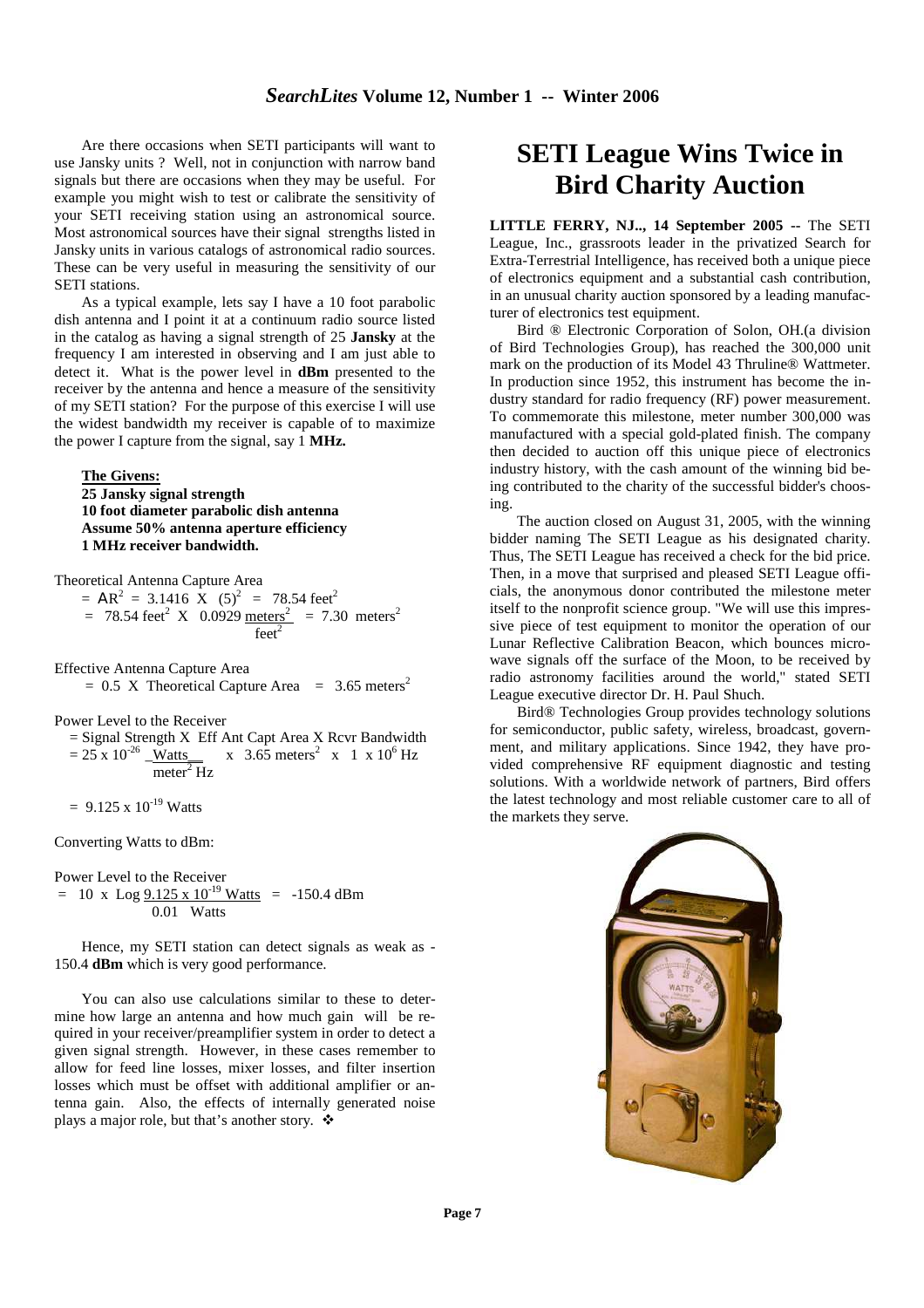Are there occasions when SETI participants will want to use Jansky units ? Well, not in conjunction with narrow band signals but there are occasions when they may be useful. For example you might wish to test or calibrate the sensitivity of your SETI receiving station using an astronomical source. Most astronomical sources have their signal strengths listed in Jansky units in various catalogs of astronomical radio sources. These can be very useful in measuring the sensitivity of our SETI stations.

As a typical example, lets say I have a 10 foot parabolic dish antenna and I point it at a continuum radio source listed in the catalog as having a signal strength of 25 **Jansky** at the frequency I am interested in observing and I am just able to detect it. What is the power level in **dBm** presented to the receiver by the antenna and hence a measure of the sensitivity of my SETI station? For the purpose of this exercise I will use the widest bandwidth my receiver is capable of to maximize the power I capture from the signal, say 1 **MHz.**

**The Givens:**

**25 Jansky signal strength**
**10 foot diameter parabolic dish antenna**
**Assume 50% antenna aperture efficiency**
**1 MHz receiver bandwidth.**

Theoretical Antenna Capture Area

$$= \pi R^2 = 3.1416 \times (5)^2 = 78.54 \text{ feet}^2$$

$$= 78.54 \text{ feet}^2 \times 0.0929 \frac{\text{meters}^2}{\text{feet}^2} = 7.30 \text{ meters}^2$$

Effective Antenna Capture Area

$$= 0.5 \times \text{Theoretical Capture Area} = 3.65 \text{ meters}^2$$

Power Level to the Receiver

= Signal Strength X Eff Ant Capt Area X Rcvr Bandwidth

$$= 25 \times 10^{-26} \frac{\text{Watts}}{\text{meter}^2\,\text{Hz}} \times 3.65 \text{ meters}^2 \times 1 \times 10^6 \text{ Hz}$$

$$= 9.125 \times 10^{-19} \text{ Watts}$$

Converting Watts to dBm:

Power Level to the Receiver

$$= 10 \times \text{Log} \frac{9.125 \times 10^{-19} \text{ Watts}}{0.01 \text{ Watts}} = -150.4 \text{ dBm}$$

Hence, my SETI station can detect signals as weak as -150.4 **dBm** which is very good performance.

You can also use calculations similar to these to determine how large an antenna and how much gain will be required in your receiver/preamplifier system in order to detect a given signal strength. However, in these cases remember to allow for feed line losses, mixer losses, and filter insertion losses which must be offset with additional amplifier or antenna gain. Also, the effects of internally generated noise plays a major role, but that's another story. ❖

# SETI League Wins Twice in Bird Charity Auction

**LITTLE FERRY, NJ.., 14 September 2005 --** The SETI League, Inc., grassroots leader in the privatized Search for Extra-Terrestrial Intelligence, has received both a unique piece of electronics equipment and a substantial cash contribution, in an unusual charity auction sponsored by a leading manufacturer of electronics test equipment.

Bird ® Electronic Corporation of Solon, OH.(a division of Bird Technologies Group), has reached the 300,000 unit mark on the production of its Model 43 Thruline® Wattmeter. In production since 1952, this instrument has become the industry standard for radio frequency (RF) power measurement. To commemorate this milestone, meter number 300,000 was manufactured with a special gold-plated finish. The company then decided to auction off this unique piece of electronics industry history, with the cash amount of the winning bid being contributed to the charity of the successful bidder's choosing.

The auction closed on August 31, 2005, with the winning bidder naming The SETI League as his designated charity. Thus, The SETI League has received a check for the bid price. Then, in a move that surprised and pleased SETI League officials, the anonymous donor contributed the milestone meter itself to the nonprofit science group. "We will use this impressive piece of test equipment to monitor the operation of our Lunar Reflective Calibration Beacon, which bounces microwave signals off the surface of the Moon, to be received by radio astronomy facilities around the world," stated SETI League executive director Dr. H. Paul Shuch.

Bird® Technologies Group provides technology solutions for semiconductor, public safety, wireless, broadcast, government, and military applications. Since 1942, they have provided comprehensive RF equipment diagnostic and testing solutions. With a worldwide network of partners, Bird offers the latest technology and most reliable customer care to all of the markets they serve.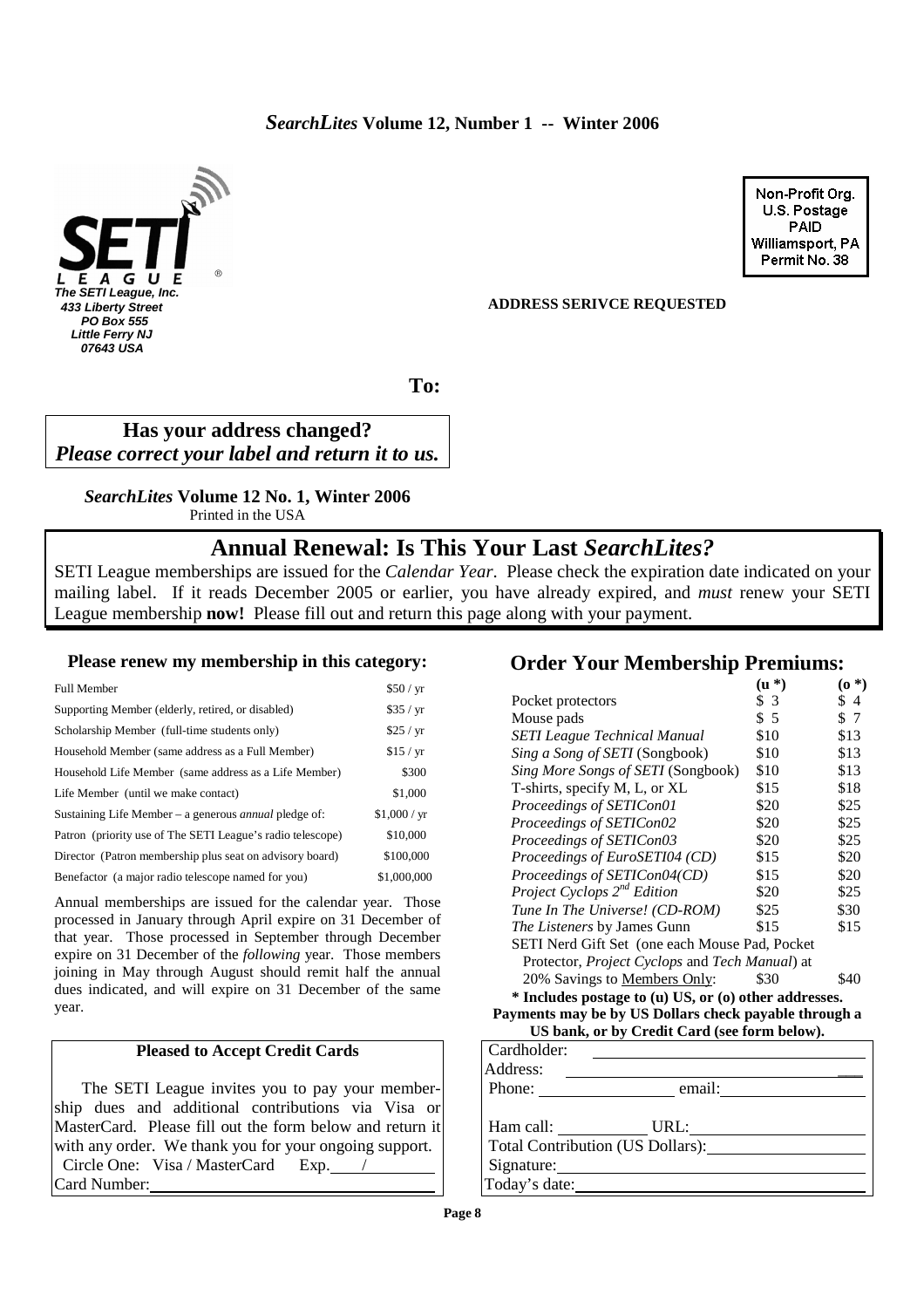*SearchLites* **Volume 12, Number 1 -- Winter 2006**

SETI LEAGUE ®

*The SETI League, Inc.*
*433 Liberty Street*
*PO Box 555*
*Little Ferry NJ*
*07643 USA*

Non-Profit Org.
U.S. Postage
PAID
Williamsport, PA
Permit No. 38

**ADDRESS SERIVCE REQUESTED**

**To:**

**Has your address changed?**
***Please correct your label and return it to us.***

*SearchLites* **Volume 12 No. 1, Winter 2006**
Printed in the USA

## Annual Renewal: Is This Your Last *SearchLites?*

SETI League memberships are issued for the *Calendar Year*. Please check the expiration date indicated on your mailing label. If it reads December 2005 or earlier, you have already expired, and *must* renew your SETI League membership **now!** Please fill out and return this page along with your payment.

### Please renew my membership in this category:

| | |
|---|---|
| Full Member | $50 / yr |
| Supporting Member (elderly, retired, or disabled) | $35 / yr |
| Scholarship Member (full-time students only) | $25 / yr |
| Household Member (same address as a Full Member) | $15 / yr |
| Household Life Member (same address as a Life Member) | $300 |
| Life Member (until we make contact) | $1,000 |
| Sustaining Life Member – a generous *annual* pledge of: | $1,000 / yr |
| Patron (priority use of The SETI League's radio telescope) | $10,000 |
| Director (Patron membership plus seat on advisory board) | $100,000 |
| Benefactor (a major radio telescope named for you) | $1,000,000 |

Annual memberships are issued for the calendar year. Those processed in January through April expire on 31 December of that year. Those processed in September through December expire on 31 December of the *following* year. Those members joining in May through August should remit half the annual dues indicated, and will expire on 31 December of the same year.

**Pleased to Accept Credit Cards**

The SETI League invites you to pay your membership dues and additional contributions via Visa or MasterCard. Please fill out the form below and return it with any order. We thank you for your ongoing support.

Circle One: Visa / MasterCard Exp. ____ / ________

Card Number: ______________________________

### Order Your Membership Premiums:

| | (u *) | (o *) |
|---|---|---|
| Pocket protectors | $ 3 | $ 4 |
| Mouse pads | $ 5 | $ 7 |
| *SETI League Technical Manual* | $10 | $13 |
| *Sing a Song of SETI* (Songbook) | $10 | $13 |
| *Sing More Songs of SETI* (Songbook) | $10 | $13 |
| T-shirts, specify M, L, or XL | $15 | $18 |
| *Proceedings of SETICon01* | $20 | $25 |
| *Proceedings of SETICon02* | $20 | $25 |
| *Proceedings of SETICon03* | $20 | $25 |
| *Proceedings of EuroSETI04 (CD)* | $15 | $20 |
| *Proceedings of SETICon04(CD)* | $15 | $20 |
| *Project Cyclops 2nd Edition* | $20 | $25 |
| *Tune In The Universe! (CD-ROM)* | $25 | $30 |
| *The Listeners* by James Gunn | $15 | $15 |
| SETI Nerd Gift Set (one each Mouse Pad, Pocket Protector, *Project Cyclops* and *Tech Manual*) at 20% Savings to Members Only: | $30 | $40 |

**\* Includes postage to (u) US, or (o) other addresses.**

**Payments may be by US Dollars check payable through a US bank, or by Credit Card (see form below).**

Cardholder: ______________________________

Address: ______________________________

Phone: ______________ email: ______________

Ham call: __________ URL: ______________

Total Contribution (US Dollars): ______________

Signature: ______________________________

Today's date: ______________________________